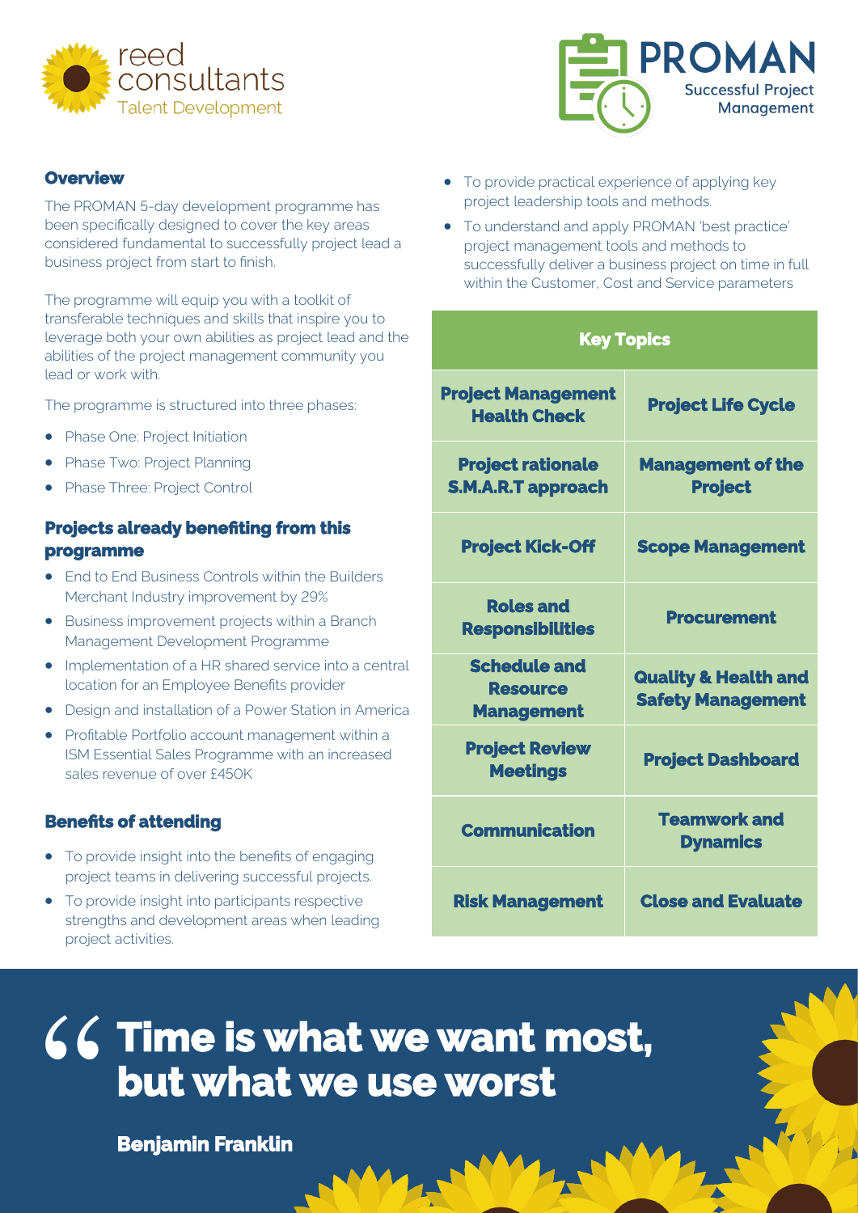reed consultants
Talent Development

# PROMAN
Successful Project Management

## Overview

The PROMAN 5-day development programme has been specifically designed to cover the key areas considered fundamental to successfully project lead a business project from start to finish.

The programme will equip you with a toolkit of transferable techniques and skills that inspire you to leverage both your own abilities as project lead and the abilities of the project management community you lead or work with.

The programme is structured into three phases:

- Phase One: Project Initiation
- Phase Two: Project Planning
- Phase Three: Project Control

## Projects already benefiting from this programme

- End to End Business Controls within the Builders Merchant Industry improvement by 29%
- Business improvement projects within a Branch Management Development Programme
- Implementation of a HR shared service into a central location for an Employee Benefits provider
- Design and installation of a Power Station in America
- Profitable Portfolio account management within a ISM Essential Sales Programme with an increased sales revenue of over £450K

## Benefits of attending

- To provide insight into the benefits of engaging project teams in delivering successful projects.
- To provide insight into participants respective strengths and development areas when leading project activities.
- To provide practical experience of applying key project leadership tools and methods.
- To understand and apply PROMAN 'best practice' project management tools and methods to successfully deliver a business project on time in full within the Customer, Cost and Service parameters

| Key Topics | |
|---|---|
| Project Management Health Check | Project Life Cycle |
| Project rationale S.M.A.R.T approach | Management of the Project |
| Project Kick-Off | Scope Management |
| Roles and Responsibilities | Procurement |
| Schedule and Resource Management | Quality & Health and Safety Management |
| Project Review Meetings | Project Dashboard |
| Communication | Teamwork and Dynamics |
| Risk Management | Close and Evaluate |

> **"Time is what we want most, but what we use worst**
>
> **Benjamin Franklin**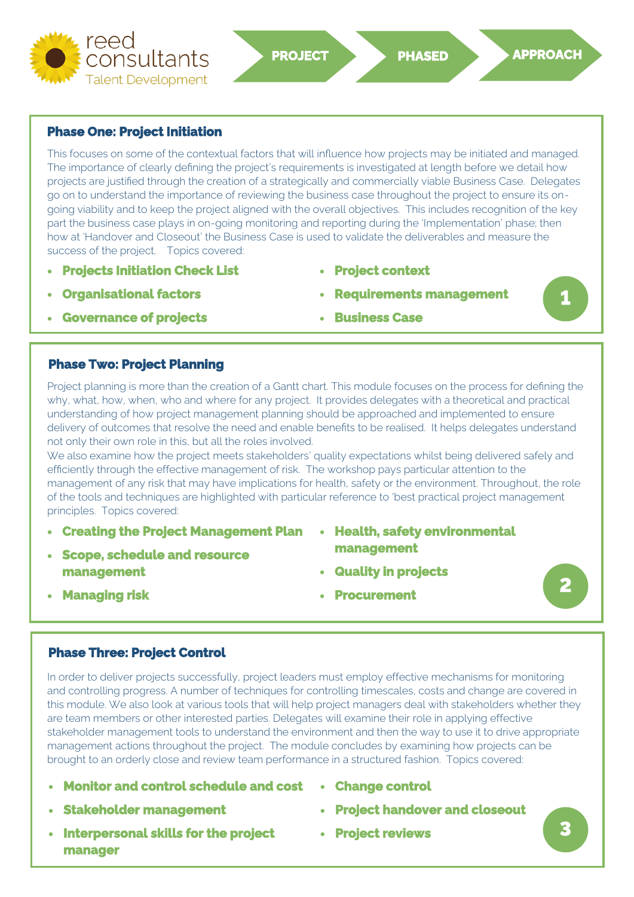reed consultants
Talent Development

**PROJECT** **PHASED** **APPROACH**

### Phase One: Project Initiation

This focuses on some of the contextual factors that will influence how projects may be initiated and managed. The importance of clearly defining the project's requirements is investigated at length before we detail how projects are justified through the creation of a strategically and commercially viable Business Case. Delegates go on to understand the importance of reviewing the business case throughout the project to ensure its on-going viability and to keep the project aligned with the overall objectives. This includes recognition of the key part the business case plays in on-going monitoring and reporting during the 'Implementation' phase; then how at 'Handover and Closeout' the Business Case is used to validate the deliverables and measure the success of the project. Topics covered:

- **Projects Initiation Check List**
- **Organisational factors**
- **Governance of projects**
- **Project context**
- **Requirements management**
- **Business Case**

1

### Phase Two: Project Planning

Project planning is more than the creation of a Gantt chart. This module focuses on the process for defining the why, what, how, when, who and where for any project. It provides delegates with a theoretical and practical understanding of how project management planning should be approached and implemented to ensure delivery of outcomes that resolve the need and enable benefits to be realised. It helps delegates understand not only their own role in this, but all the roles involved.

We also examine how the project meets stakeholders' quality expectations whilst being delivered safely and efficiently through the effective management of risk. The workshop pays particular attention to the management of any risk that may have implications for health, safety or the environment. Throughout, the role of the tools and techniques are highlighted with particular reference to 'best practical project management principles. Topics covered:

- **Creating the Project Management Plan**
- **Scope, schedule and resource management**
- **Managing risk**
- **Health, safety environmental management**
- **Quality in projects**
- **Procurement**

2

### Phase Three: Project Control

In order to deliver projects successfully, project leaders must employ effective mechanisms for monitoring and controlling progress. A number of techniques for controlling timescales, costs and change are covered in this module. We also look at various tools that will help project managers deal with stakeholders whether they are team members or other interested parties. Delegates will examine their role in applying effective stakeholder management tools to understand the environment and then the way to use it to drive appropriate management actions throughout the project. The module concludes by examining how projects can be brought to an orderly close and review team performance in a structured fashion. Topics covered:

- **Monitor and control schedule and cost**
- **Stakeholder management**
- **Interpersonal skills for the project manager**
- **Change control**
- **Project handover and closeout**
- **Project reviews**

3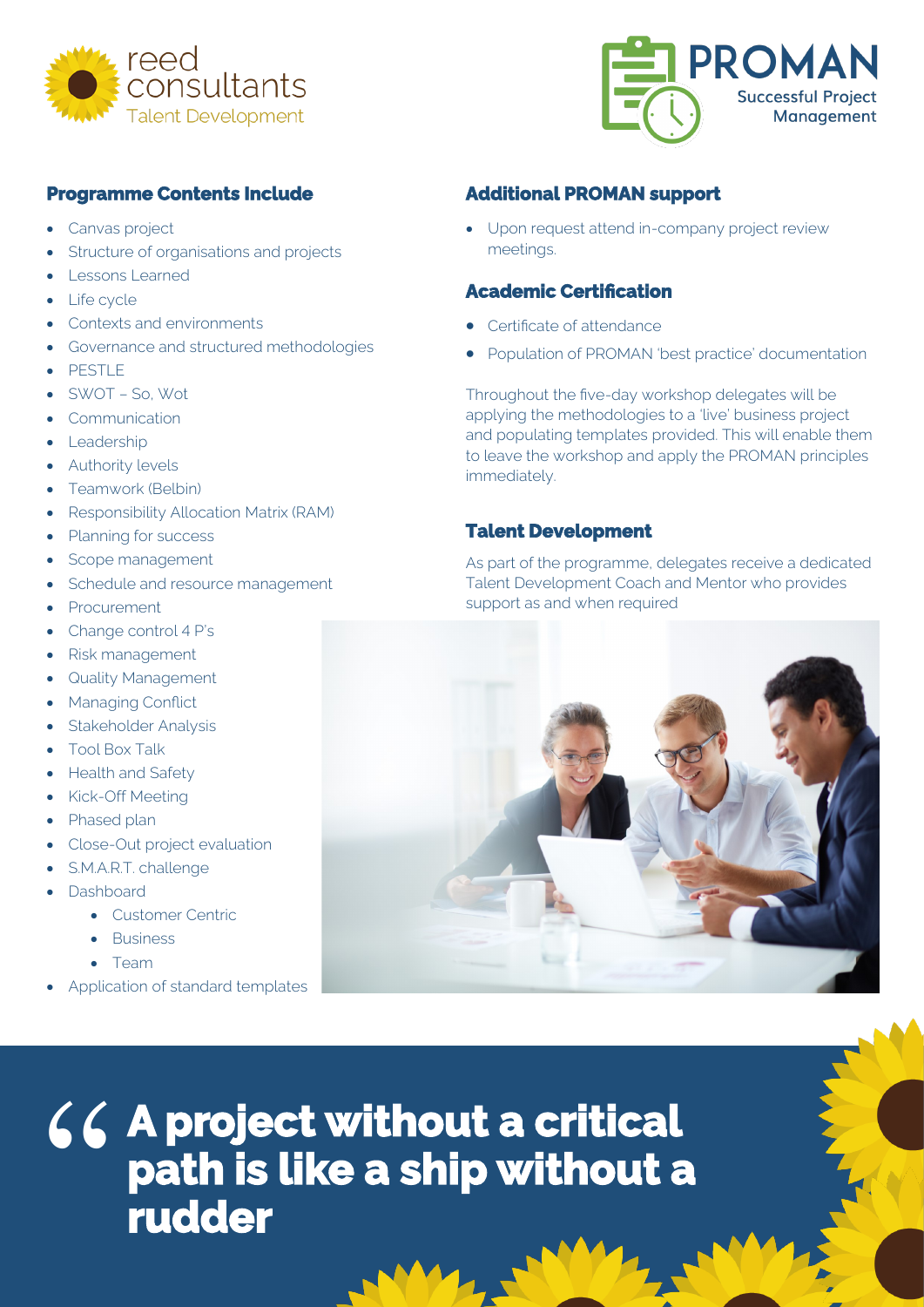reed consultants
Talent Development

PROMAN
Successful Project Management

## Programme Contents Include

- Canvas project
- Structure of organisations and projects
- Lessons Learned
- Life cycle
- Contexts and environments
- Governance and structured methodologies
- PESTLE
- SWOT – So, Wot
- Communication
- Leadership
- Authority levels
- Teamwork (Belbin)
- Responsibility Allocation Matrix (RAM)
- Planning for success
- Scope management
- Schedule and resource management
- Procurement
- Change control 4 P's
- Risk management
- Quality Management
- Managing Conflict
- Stakeholder Analysis
- Tool Box Talk
- Health and Safety
- Kick-Off Meeting
- Phased plan
- Close-Out project evaluation
- S.M.A.R.T. challenge
- Dashboard
    - Customer Centric
    - Business
    - Team
- Application of standard templates

## Additional PROMAN support

- Upon request attend in-company project review meetings.

## Academic Certification

- Certificate of attendance
- Population of PROMAN 'best practice' documentation

Throughout the five-day workshop delegates will be applying the methodologies to a 'live' business project and populating templates provided. This will enable them to leave the workshop and apply the PROMAN principles immediately.

## Talent Development

As part of the programme, delegates receive a dedicated Talent Development Coach and Mentor who provides support as and when required

> **“A project without a critical path is like a ship without a rudder**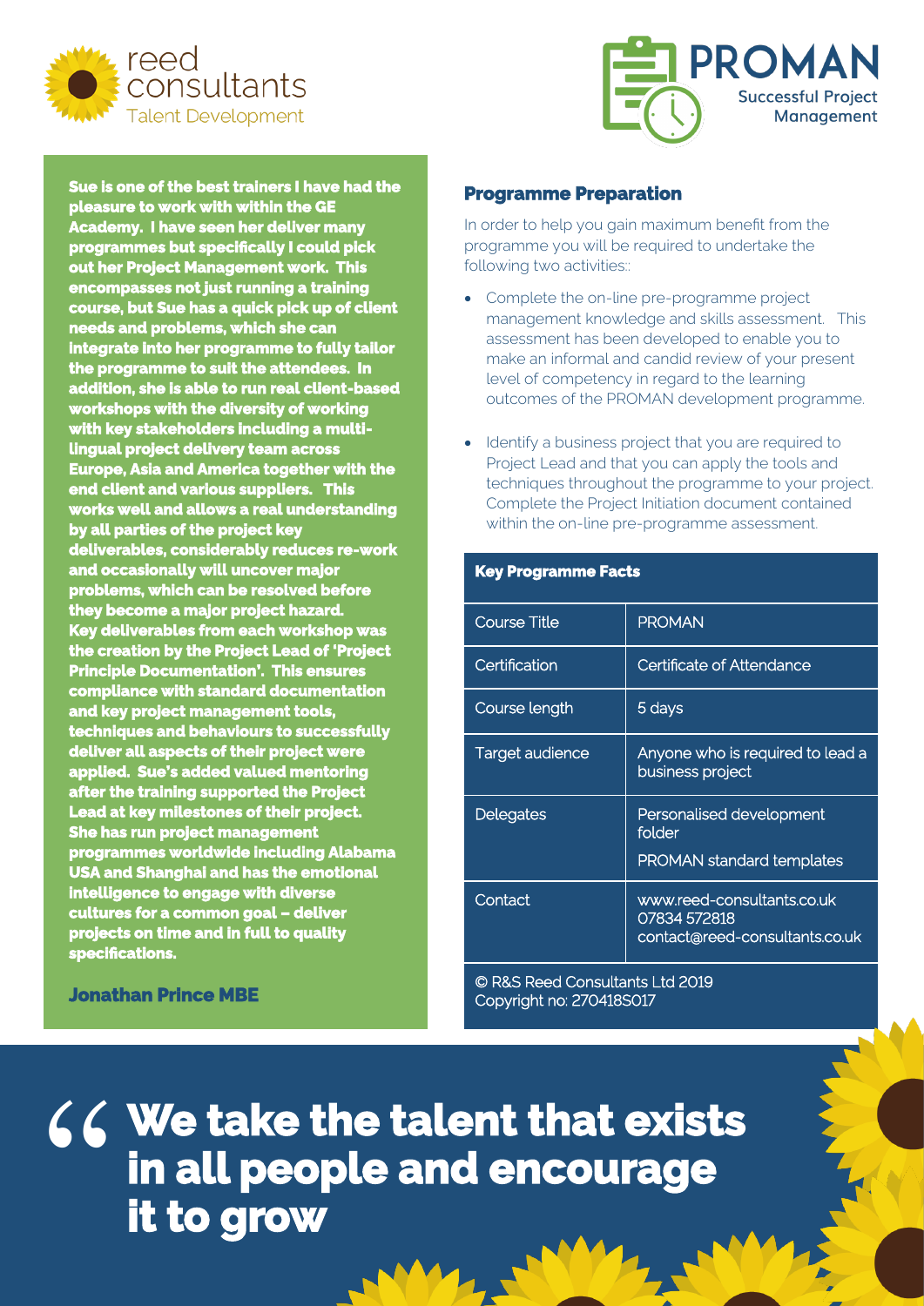reed consultants
Talent Development

PROMAN
Successful Project Management

**Sue is one of the best trainers I have had the pleasure to work with within the GE Academy. I have seen her deliver many programmes but specifically I could pick out her Project Management work. This encompasses not just running a training course, but Sue has a quick pick up of client needs and problems, which she can integrate into her programme to fully tailor the programme to suit the attendees. In addition, she is able to run real client-based workshops with the diversity of working with key stakeholders including a multi-lingual project delivery team across Europe, Asia and America together with the end client and various suppliers. This works well and allows a real understanding by all parties of the project key deliverables, considerably reduces re-work and occasionally will uncover major problems, which can be resolved before they become a major project hazard. Key deliverables from each workshop was the creation by the Project Lead of 'Project Principle Documentation'. This ensures compliance with standard documentation and key project management tools, techniques and behaviours to successfully deliver all aspects of their project were applied. Sue's added valued mentoring after the training supported the Project Lead at key milestones of their project. She has run project management programmes worldwide including Alabama USA and Shanghai and has the emotional intelligence to engage with diverse cultures for a common goal – deliver projects on time and in full to quality specifications.**

**Jonathan Prince MBE**

## Programme Preparation

In order to help you gain maximum benefit from the programme you will be required to undertake the following two activities::

- Complete the on-line pre-programme project management knowledge and skills assessment. This assessment has been developed to enable you to make an informal and candid review of your present level of competency in regard to the learning outcomes of the PROMAN development programme.
- Identify a business project that you are required to Project Lead and that you can apply the tools and techniques throughout the programme to your project. Complete the Project Initiation document contained within the on-line pre-programme assessment.

| Key Programme Facts | |
|---|---|
| Course Title | PROMAN |
| Certification | Certificate of Attendance |
| Course length | 5 days |
| Target audience | Anyone who is required to lead a business project |
| Delegates | Personalised development folder<br>PROMAN standard templates |
| Contact | www.reed-consultants.co.uk<br>07834 572818<br>contact@reed-consultants.co.uk |

© R&S Reed Consultants Ltd 2019
Copyright no: 270418S017

# "We take the talent that exists in all people and encourage it to grow